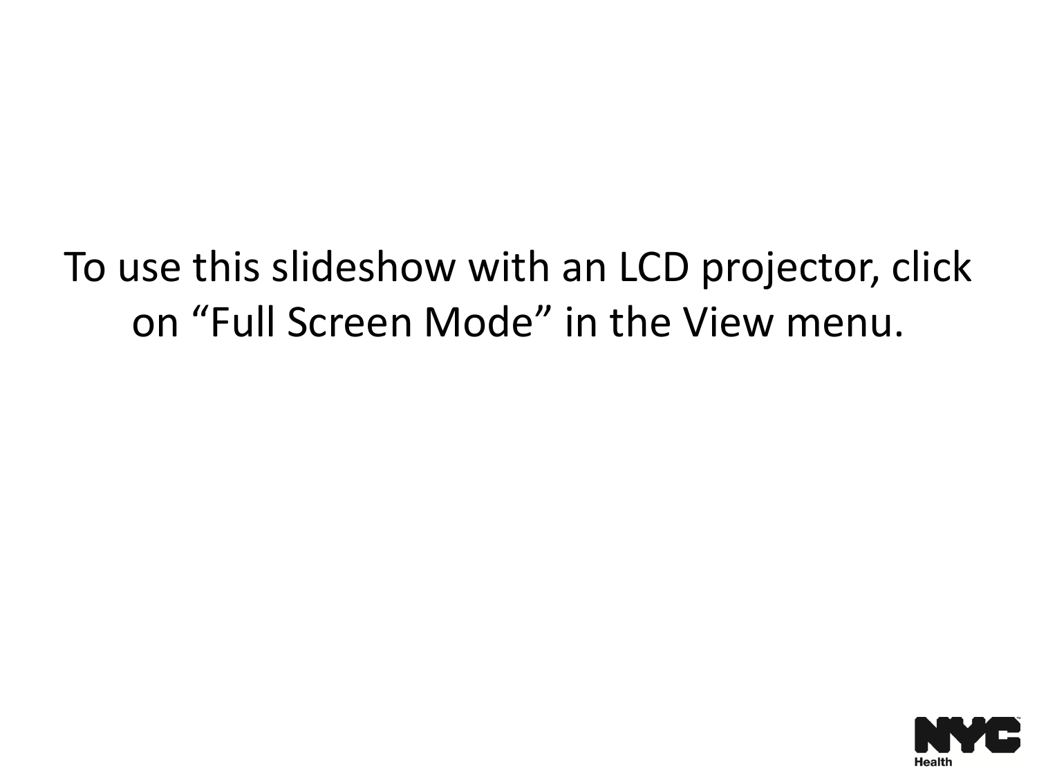To use this slideshow with an LCD projector, click on “Full Screen Mode” in the View menu.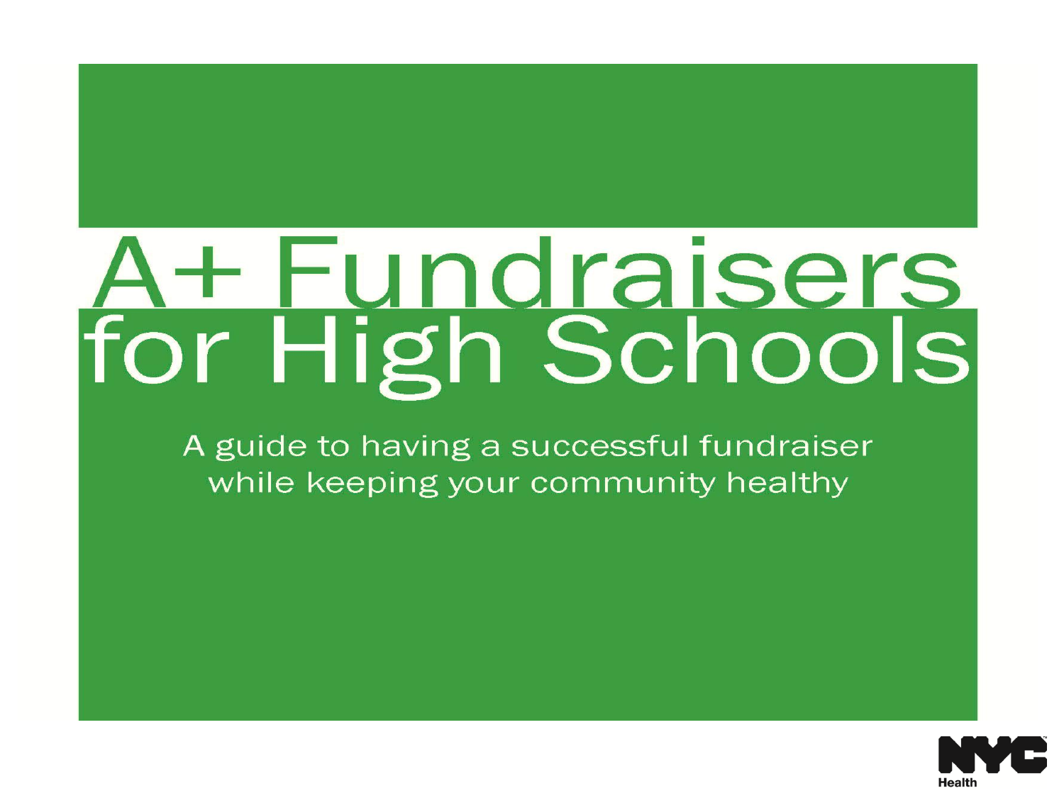# A+ Fundraisers for High Schools

A guide to having a successful fundraiser while keeping your community healthy

NYC Health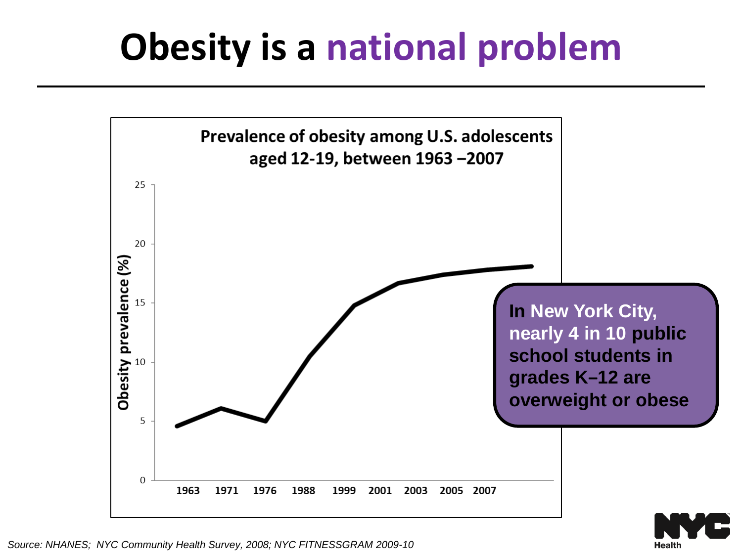# Obesity is a national problem

**Prevalence of obesity among U.S. adolescents aged 12-19, between 1963 –2007**

Obesity prevalence (%)

25
20
15
10
5
0

1963 1971 1976 1988 1999 2001 2003 2005 2007

**In New York City, nearly 4 in 10 public school students in grades K–12 are overweight or obese**

*Source: NHANES; NYC Community Health Survey, 2008; NYC FITNESSGRAM 2009-10*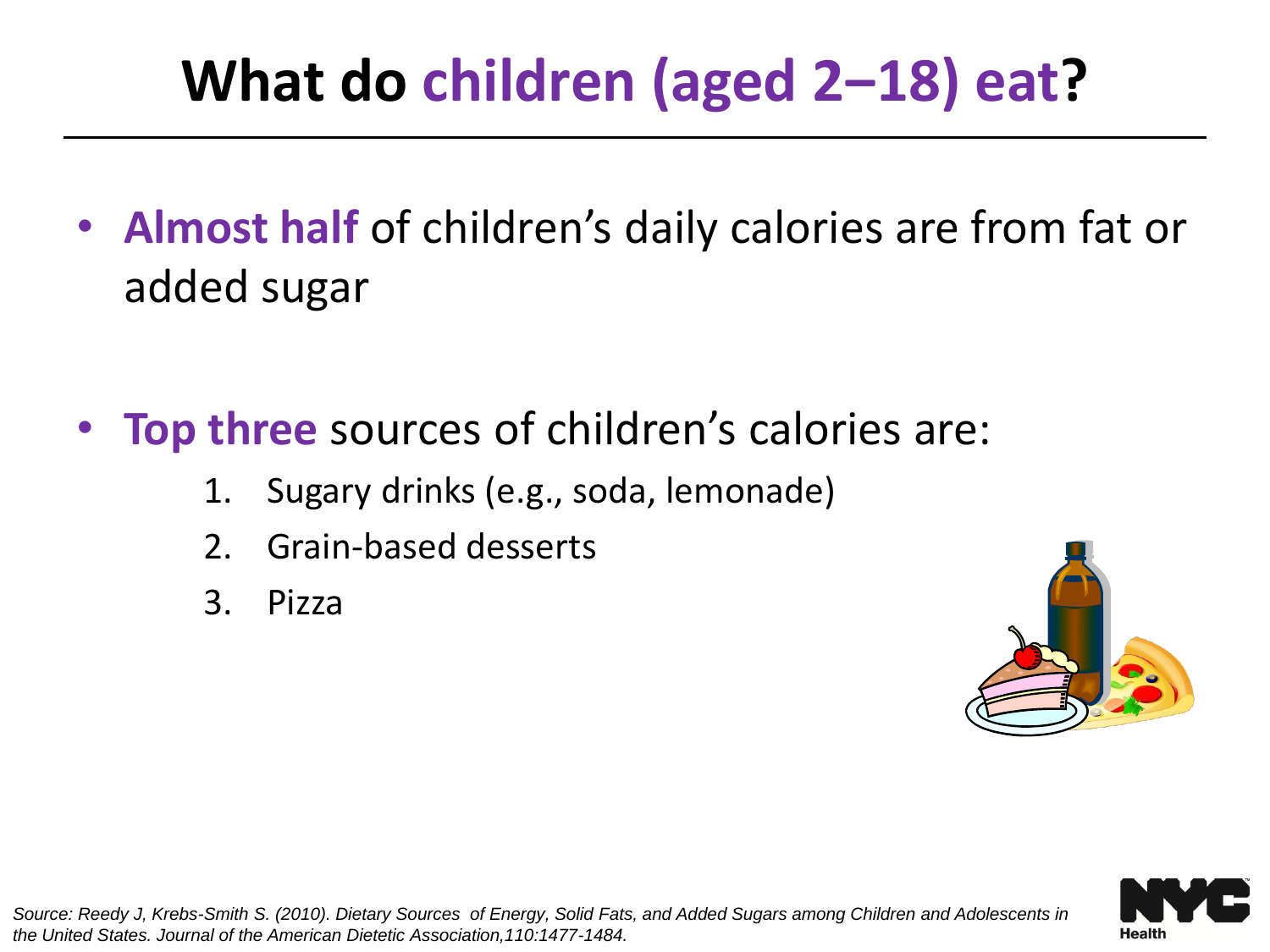# What do **children (aged 2–18) eat**?

- **Almost half** of children's daily calories are from fat or added sugar

- **Top three** sources of children's calories are:
  1. Sugary drinks (e.g., soda, lemonade)
  2. Grain-based desserts
  3. Pizza

*Source: Reedy J, Krebs-Smith S. (2010). Dietary Sources of Energy, Solid Fats, and Added Sugars among Children and Adolescents in the United States. Journal of the American Dietetic Association,110:1477-1484.*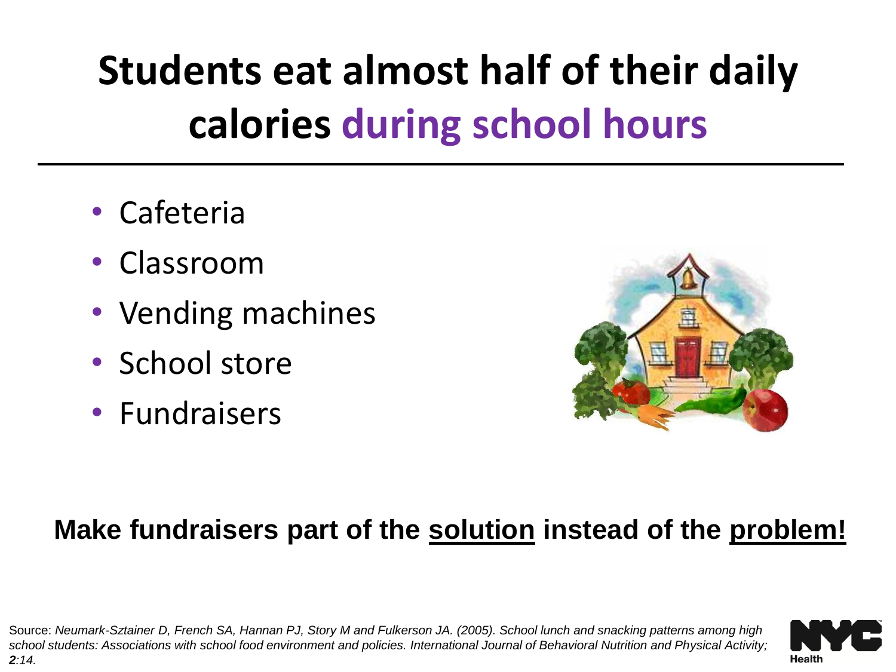# Students eat almost half of their daily calories during school hours

- Cafeteria
- Classroom
- Vending machines
- School store
- Fundraisers

**Make fundraisers part of the <u>solution</u> instead of the <u>problem!</u>**

Source: *Neumark-Sztainer D, French SA, Hannan PJ, Story M and Fulkerson JA. (2005). School lunch and snacking patterns among high school students: Associations with school food environment and policies. International Journal of Behavioral Nutrition and Physical Activity;* ***2****:14.*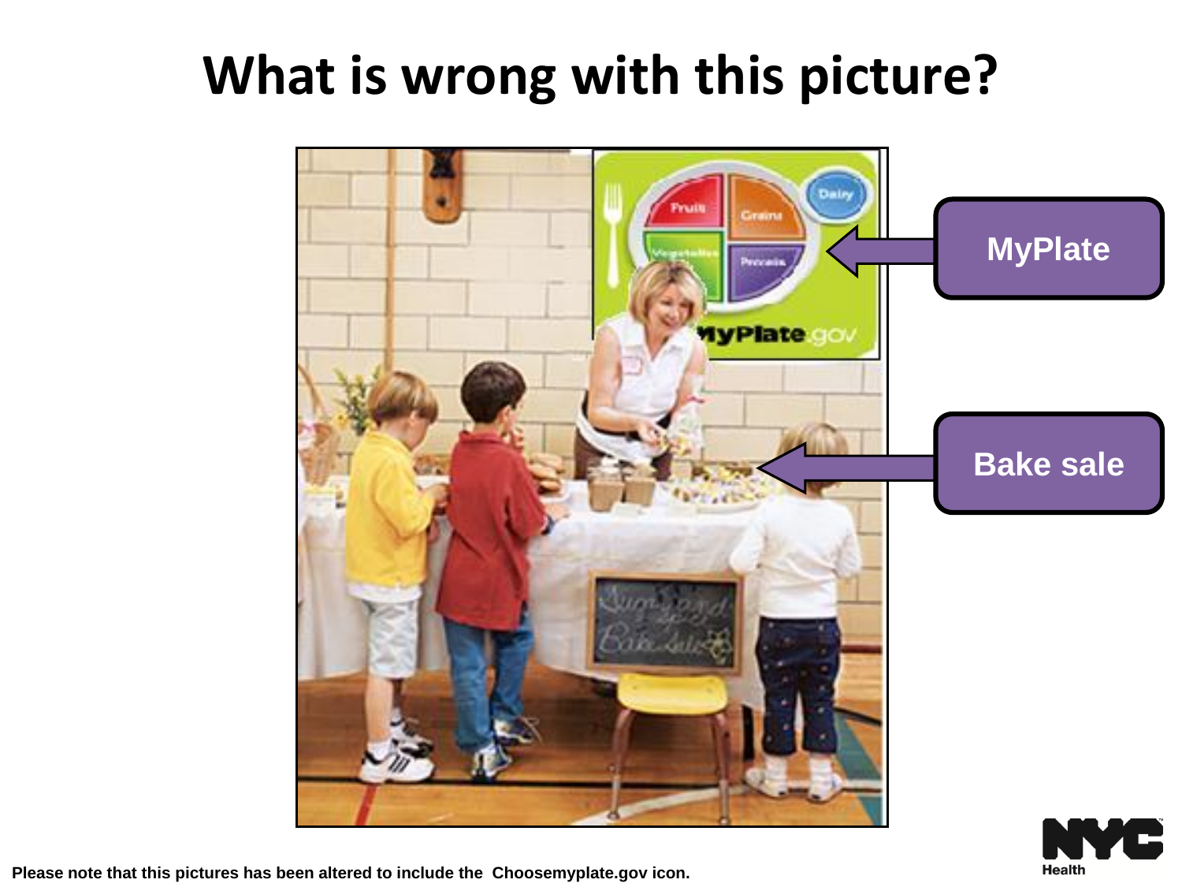# What is wrong with this picture?

MyPlate

Bake sale

Please note that this pictures has been altered to include the Choosemyplate.gov icon.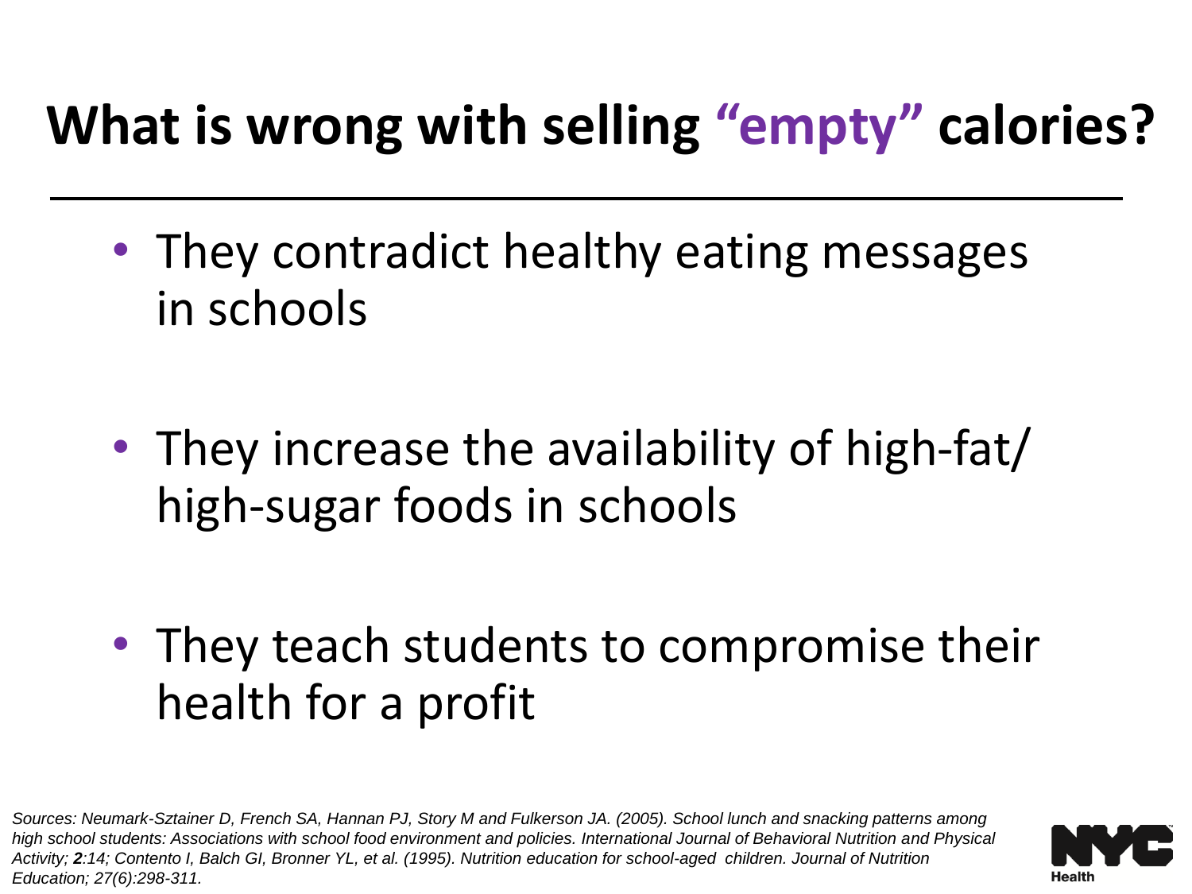# What is wrong with selling "empty" calories?

- They contradict healthy eating messages in schools

- They increase the availability of high-fat/ high-sugar foods in schools

- They teach students to compromise their health for a profit

*Sources: Neumark-Sztainer D, French SA, Hannan PJ, Story M and Fulkerson JA. (2005). School lunch and snacking patterns among high school students: Associations with school food environment and policies. International Journal of Behavioral Nutrition and Physical Activity; **2**:14; Contento I, Balch GI, Bronner YL, et al. (1995). Nutrition education for school-aged children. Journal of Nutrition Education; 27(6):298-311.*

NYC Health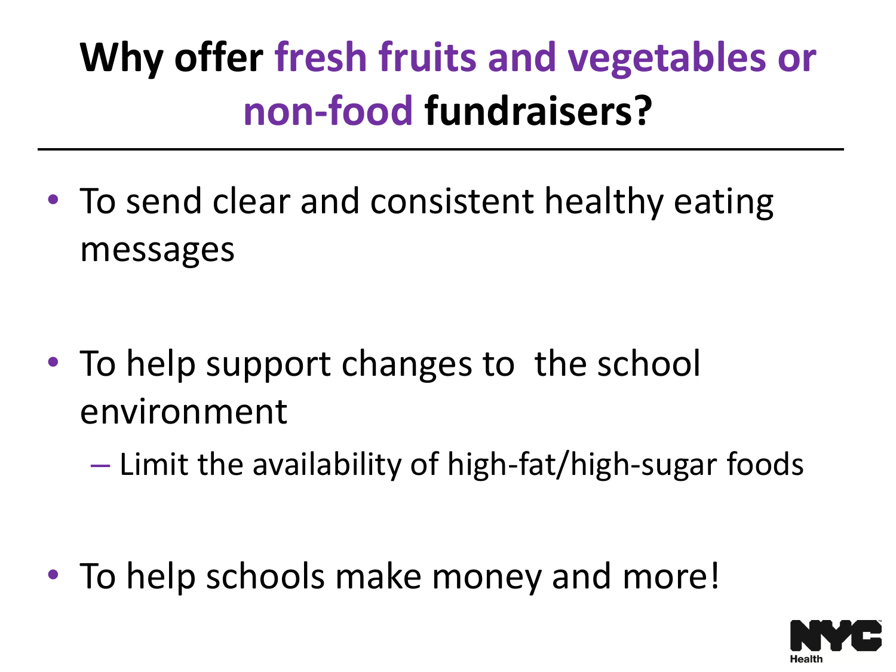# Why offer fresh fruits and vegetables or non-food fundraisers?

- To send clear and consistent healthy eating messages
- To help support changes to the school environment
  - Limit the availability of high-fat/high-sugar foods
- To help schools make money and more!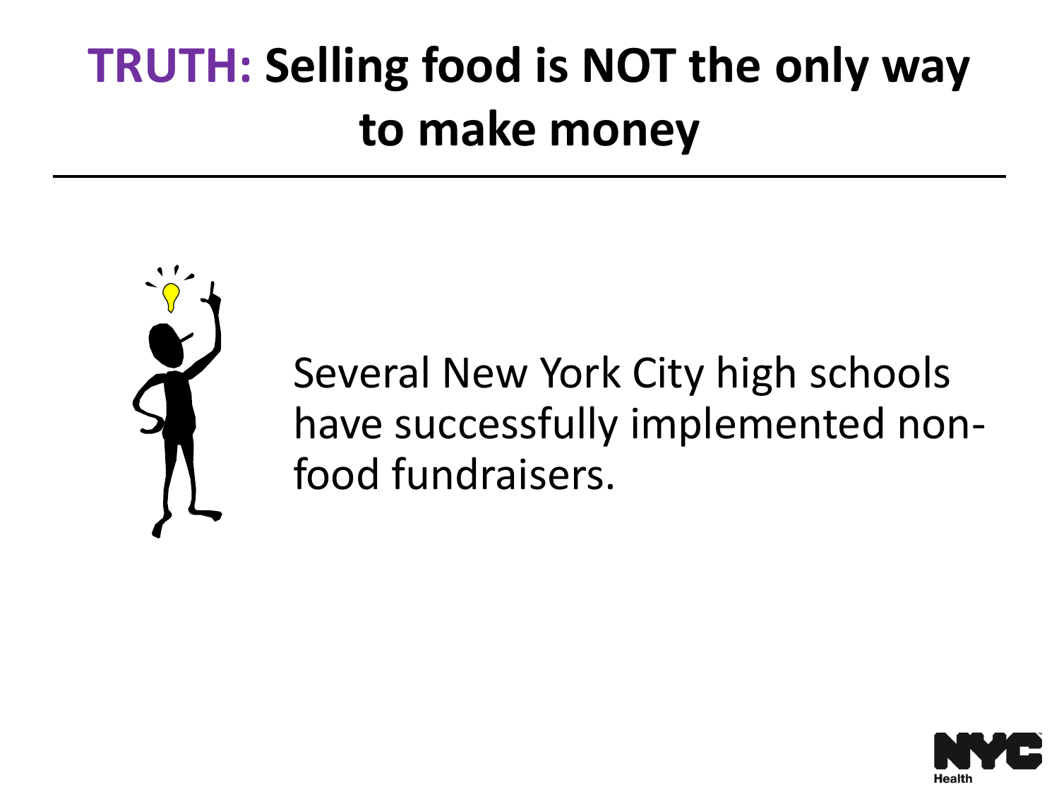# **TRUTH: Selling food is NOT the only way to make money**

Several New York City high schools have successfully implemented non-food fundraisers.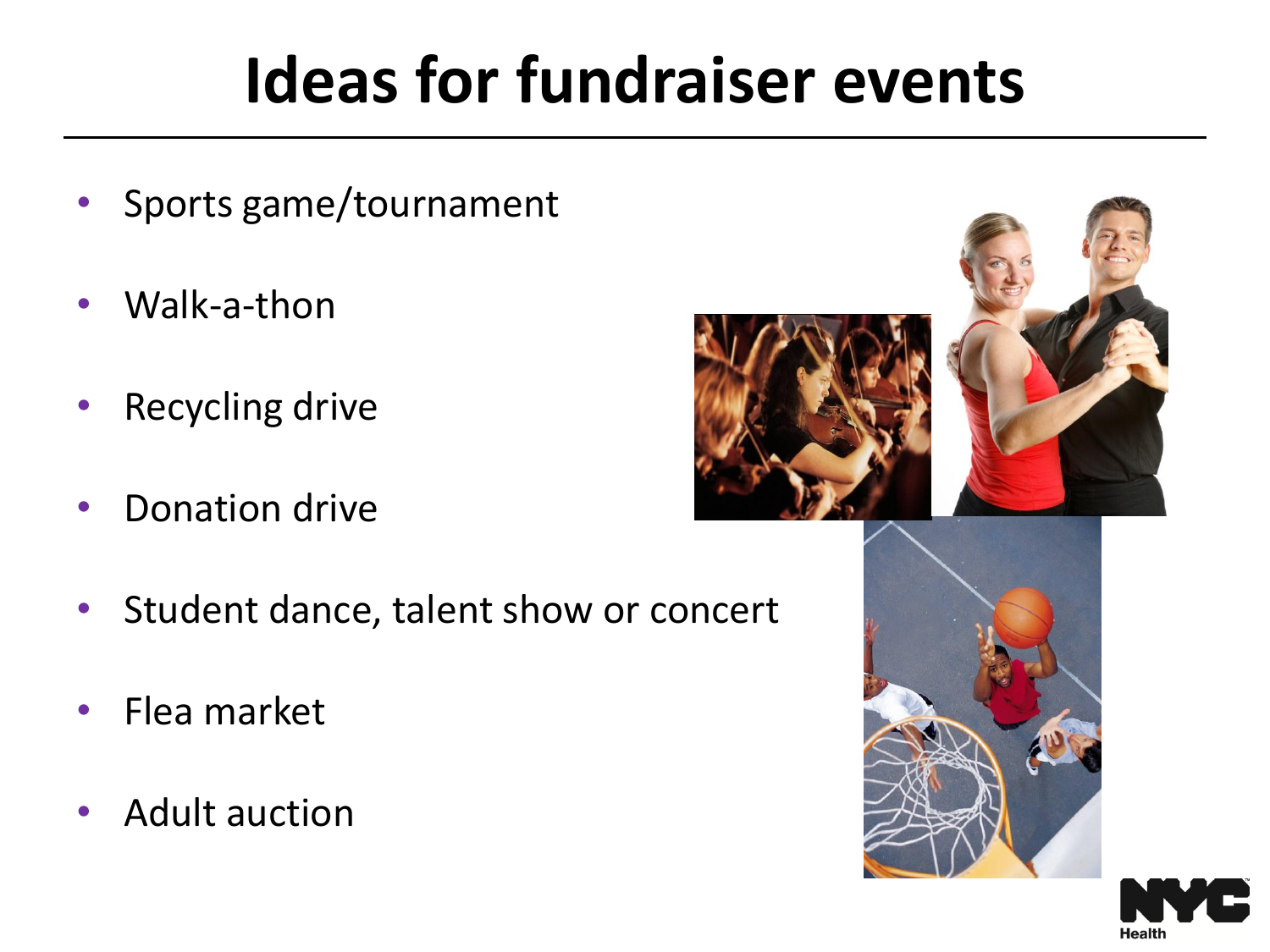# Ideas for fundraiser events

- Sports game/tournament
- Walk-a-thon
- Recycling drive
- Donation drive
- Student dance, talent show or concert
- Flea market
- Adult auction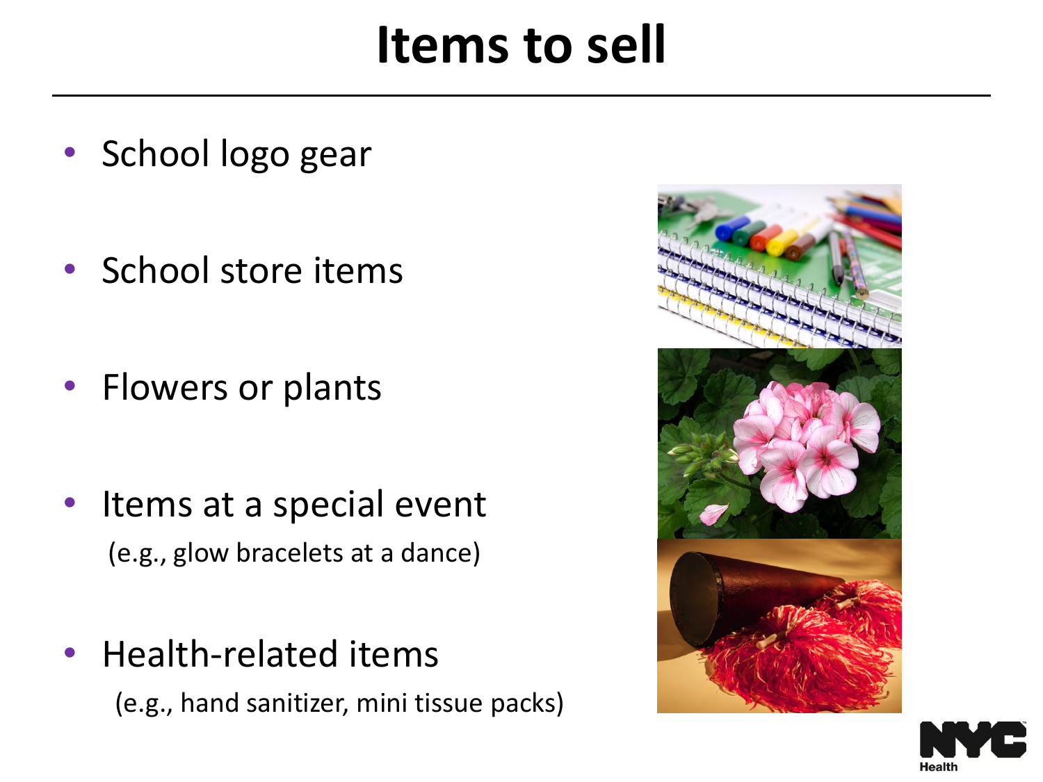# Items to sell

- School logo gear
- School store items
- Flowers or plants
- Items at a special event
  (e.g., glow bracelets at a dance)
- Health-related items
  (e.g., hand sanitizer, mini tissue packs)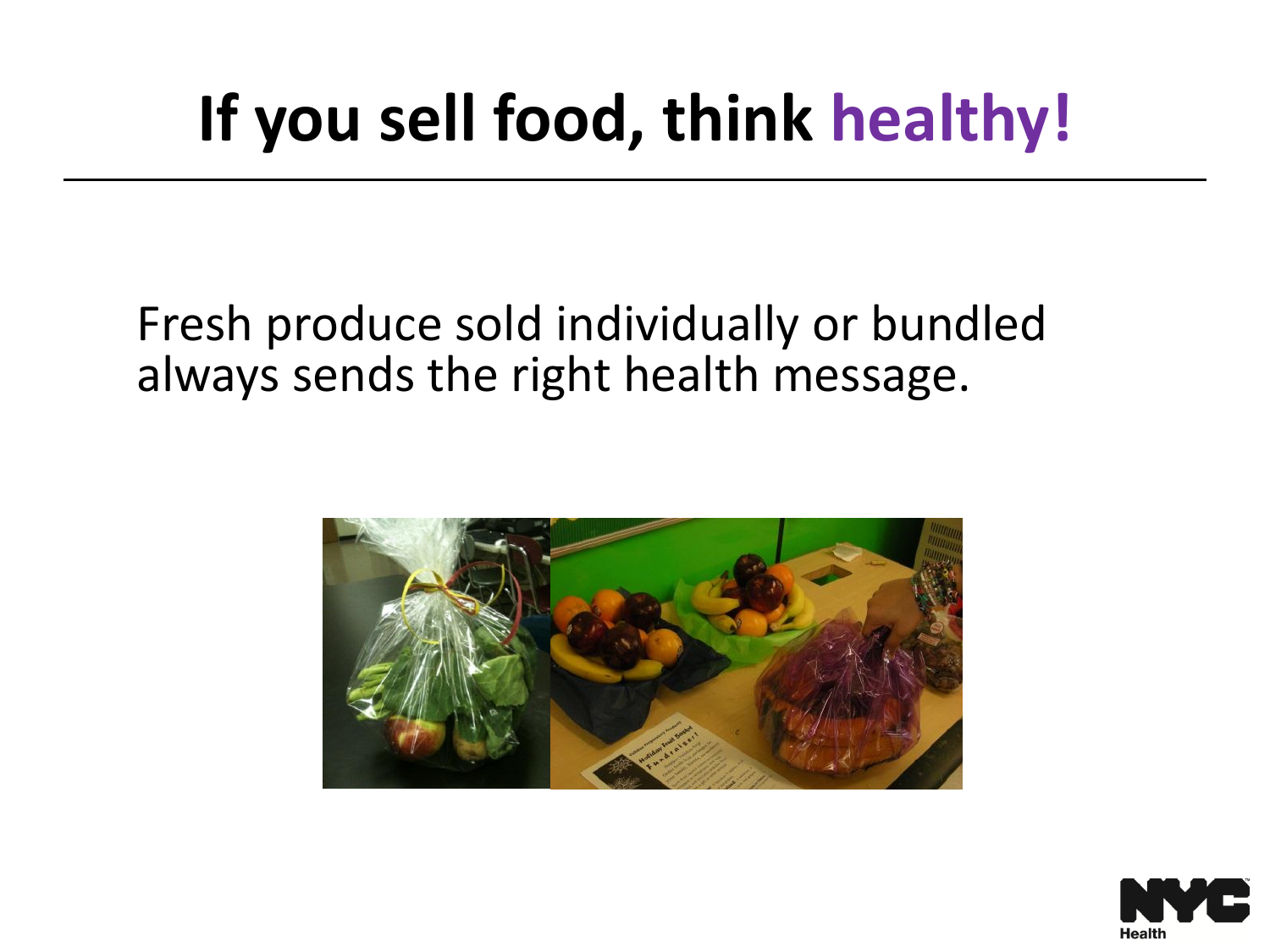# If you sell food, think healthy!

Fresh produce sold individually or bundled always sends the right health message.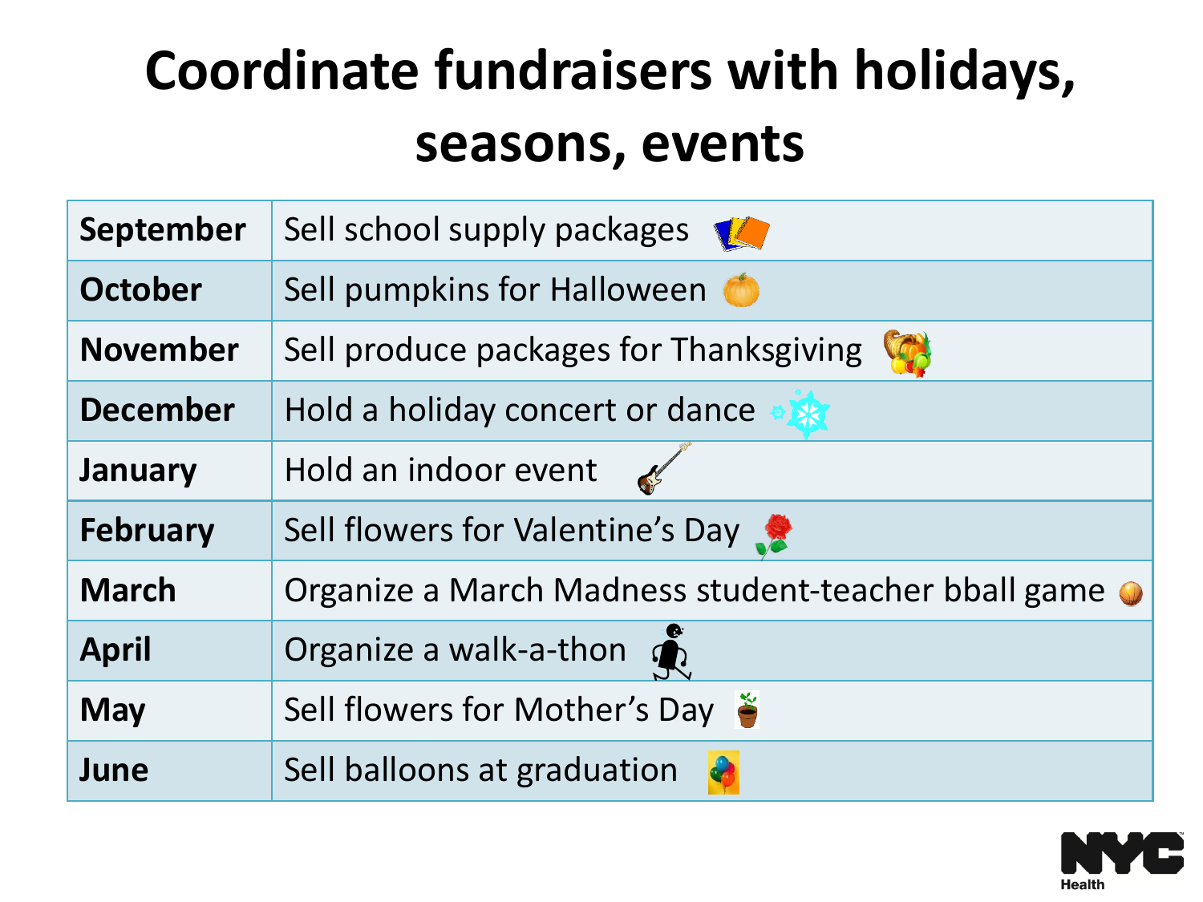# Coordinate fundraisers with holidays, seasons, events

| | |
|---|---|
| **September** | Sell school supply packages |
| **October** | Sell pumpkins for Halloween |
| **November** | Sell produce packages for Thanksgiving |
| **December** | Hold a holiday concert or dance |
| **January** | Hold an indoor event |
| **February** | Sell flowers for Valentine's Day |
| **March** | Organize a March Madness student-teacher bball game |
| **April** | Organize a walk-a-thon |
| **May** | Sell flowers for Mother's Day |
| **June** | Sell balloons at graduation |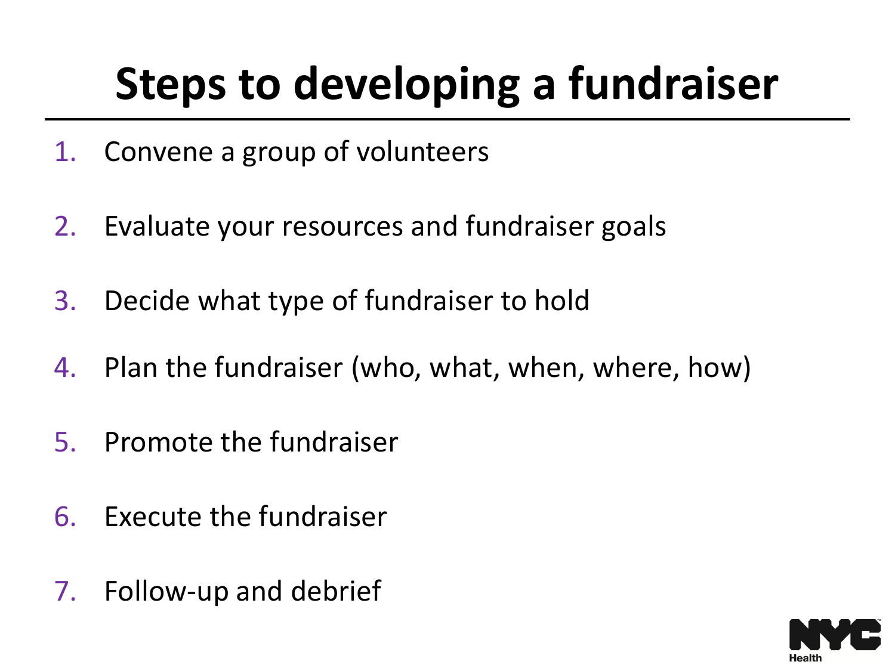# Steps to developing a fundraiser

1. Convene a group of volunteers
2. Evaluate your resources and fundraiser goals
3. Decide what type of fundraiser to hold
4. Plan the fundraiser (who, what, when, where, how)
5. Promote the fundraiser
6. Execute the fundraiser
7. Follow-up and debrief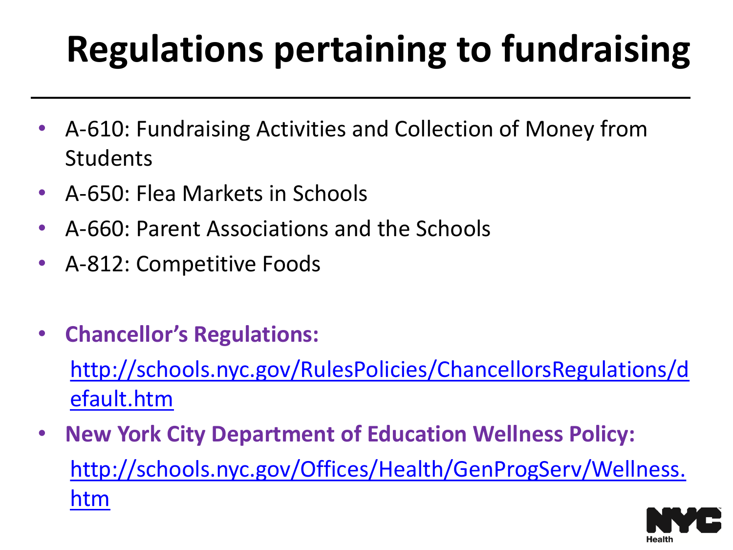# Regulations pertaining to fundraising

- A-610: Fundraising Activities and Collection of Money from Students
- A-650: Flea Markets in Schools
- A-660: Parent Associations and the Schools
- A-812: Competitive Foods

- **Chancellor's Regulations:**
  http://schools.nyc.gov/RulesPolicies/ChancellorsRegulations/default.htm
- **New York City Department of Education Wellness Policy:**
  http://schools.nyc.gov/Offices/Health/GenProgServ/Wellness.htm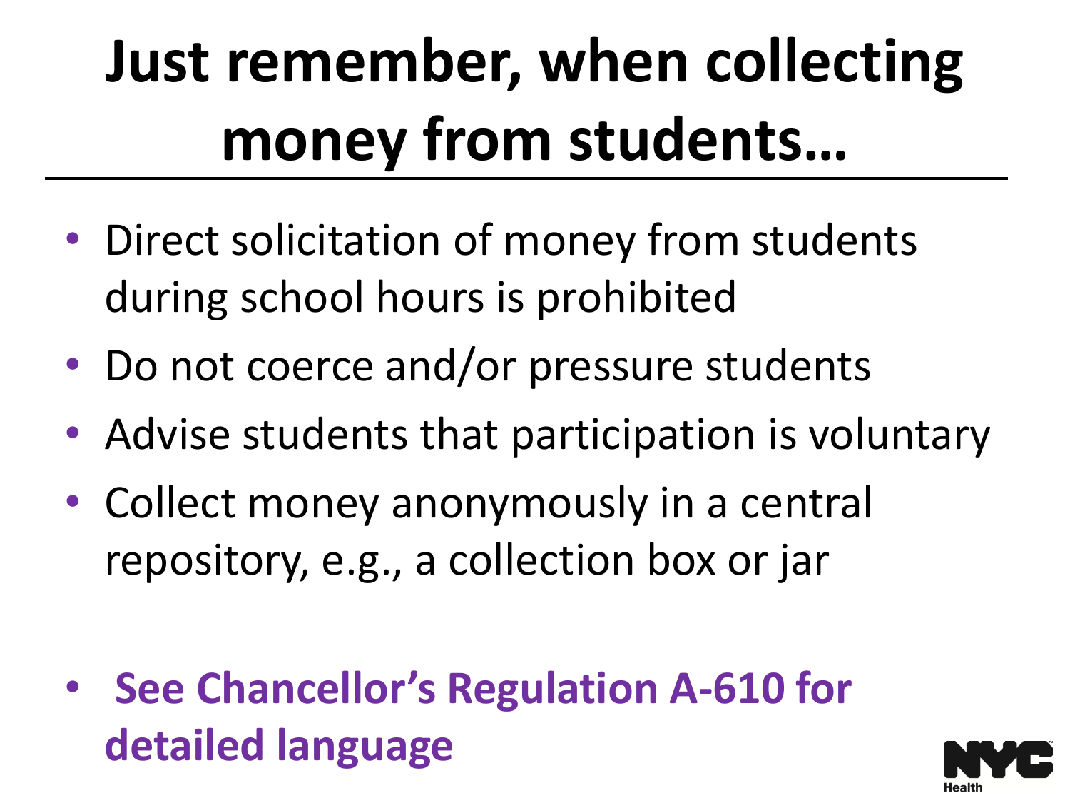# Just remember, when collecting money from students…

- Direct solicitation of money from students during school hours is prohibited
- Do not coerce and/or pressure students
- Advise students that participation is voluntary
- Collect money anonymously in a central repository, e.g., a collection box or jar

- **See Chancellor's Regulation A-610 for detailed language**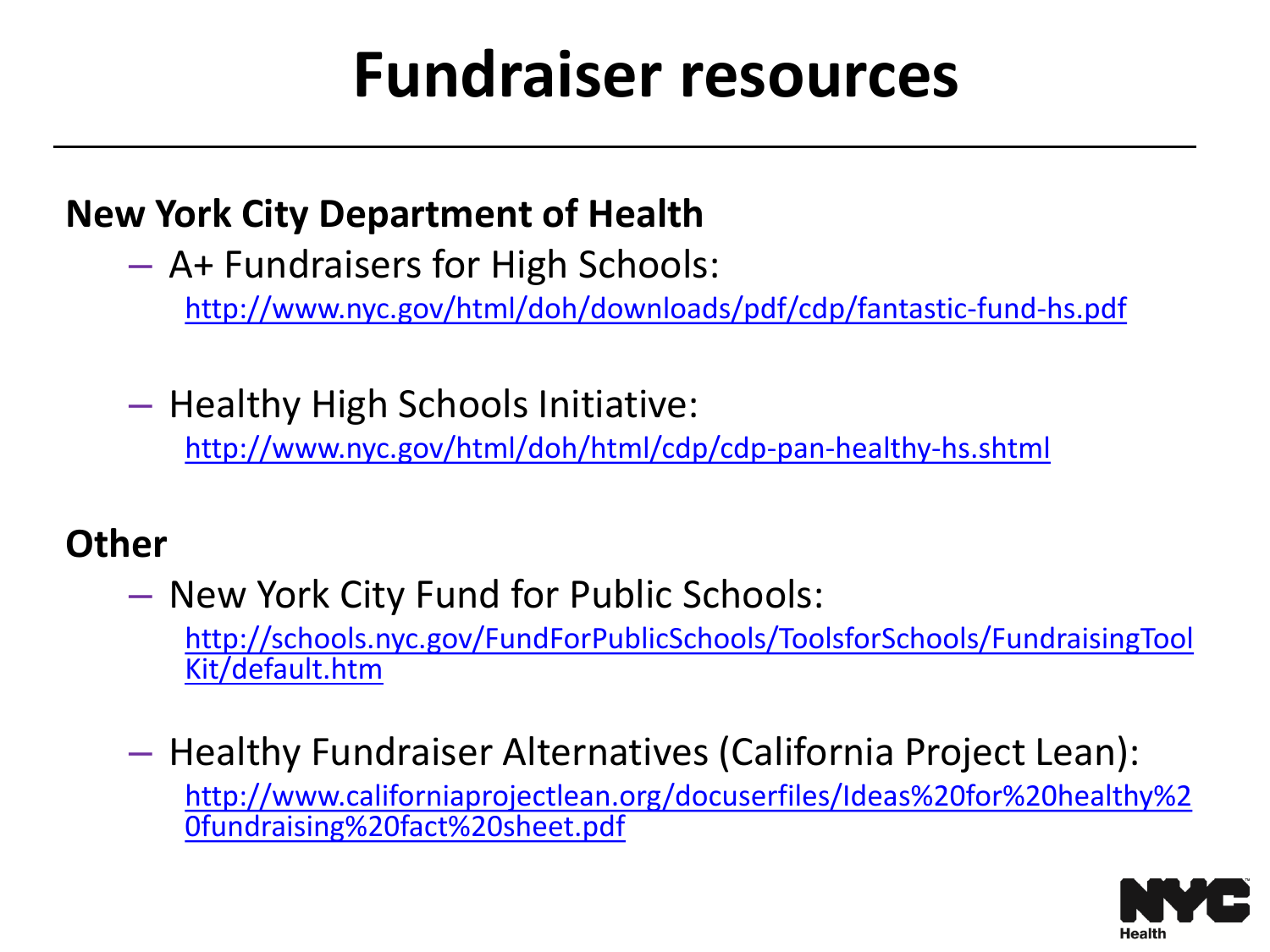# Fundraiser resources

**New York City Department of Health**

- A+ Fundraisers for High Schools:
  http://www.nyc.gov/html/doh/downloads/pdf/cdp/fantastic-fund-hs.pdf
- Healthy High Schools Initiative:
  http://www.nyc.gov/html/doh/html/cdp/cdp-pan-healthy-hs.shtml

**Other**

- New York City Fund for Public Schools:
  http://schools.nyc.gov/FundForPublicSchools/ToolsforSchools/FundraisingToolKit/default.htm
- Healthy Fundraiser Alternatives (California Project Lean):
  http://www.californiaprojectlean.org/docuserfiles/Ideas%20for%20healthy%20fundraising%20fact%20sheet.pdf